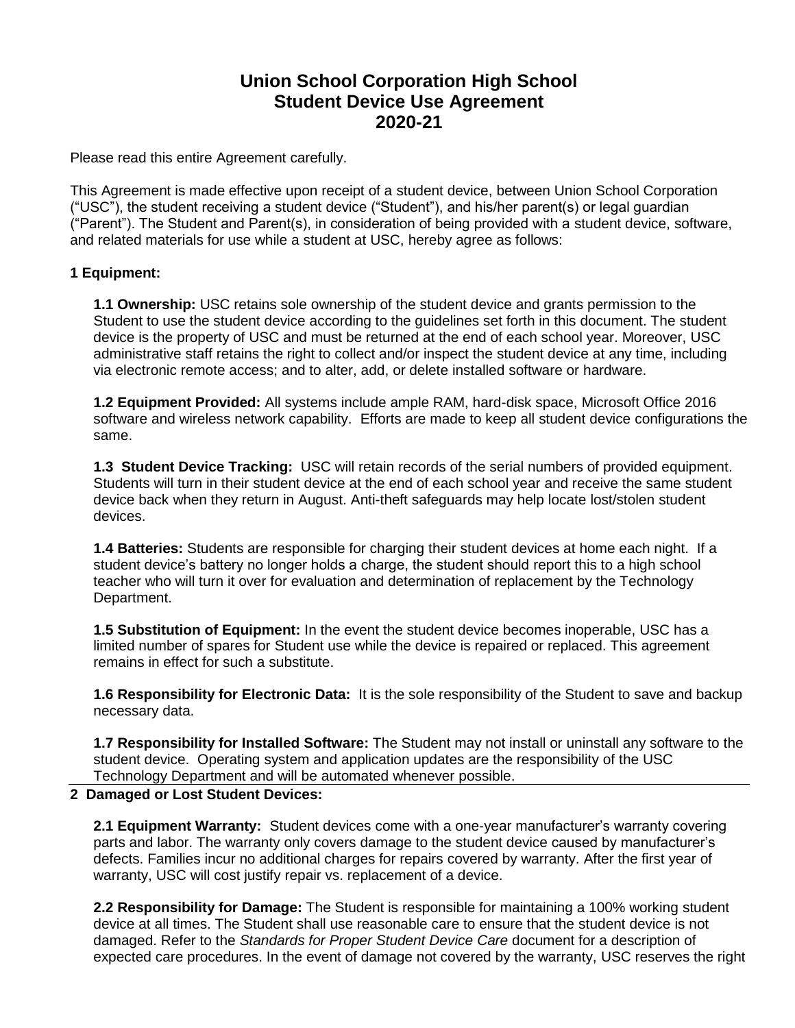# Union School Corporation High School
# Student Device Use Agreement
# 2020-21

Please read this entire Agreement carefully.

This Agreement is made effective upon receipt of a student device, between Union School Corporation ("USC"), the student receiving a student device ("Student"), and his/her parent(s) or legal guardian ("Parent"). The Student and Parent(s), in consideration of being provided with a student device, software, and related materials for use while a student at USC, hereby agree as follows:

## 1 Equipment:

**1.1 Ownership:** USC retains sole ownership of the student device and grants permission to the Student to use the student device according to the guidelines set forth in this document. The student device is the property of USC and must be returned at the end of each school year. Moreover, USC administrative staff retains the right to collect and/or inspect the student device at any time, including via electronic remote access; and to alter, add, or delete installed software or hardware.

**1.2 Equipment Provided:** All systems include ample RAM, hard-disk space, Microsoft Office 2016 software and wireless network capability. Efforts are made to keep all student device configurations the same.

**1.3 Student Device Tracking:** USC will retain records of the serial numbers of provided equipment. Students will turn in their student device at the end of each school year and receive the same student device back when they return in August. Anti-theft safeguards may help locate lost/stolen student devices.

**1.4 Batteries:** Students are responsible for charging their student devices at home each night. If a student device's battery no longer holds a charge, the student should report this to a high school teacher who will turn it over for evaluation and determination of replacement by the Technology Department.

**1.5 Substitution of Equipment:** In the event the student device becomes inoperable, USC has a limited number of spares for Student use while the device is repaired or replaced. This agreement remains in effect for such a substitute.

**1.6 Responsibility for Electronic Data:** It is the sole responsibility of the Student to save and backup necessary data.

**1.7 Responsibility for Installed Software:** The Student may not install or uninstall any software to the student device. Operating system and application updates are the responsibility of the USC Technology Department and will be automated whenever possible.

## 2 Damaged or Lost Student Devices:

**2.1 Equipment Warranty:** Student devices come with a one-year manufacturer's warranty covering parts and labor. The warranty only covers damage to the student device caused by manufacturer's defects. Families incur no additional charges for repairs covered by warranty. After the first year of warranty, USC will cost justify repair vs. replacement of a device.

**2.2 Responsibility for Damage:** The Student is responsible for maintaining a 100% working student device at all times. The Student shall use reasonable care to ensure that the student device is not damaged. Refer to the *Standards for Proper Student Device Care* document for a description of expected care procedures. In the event of damage not covered by the warranty, USC reserves the right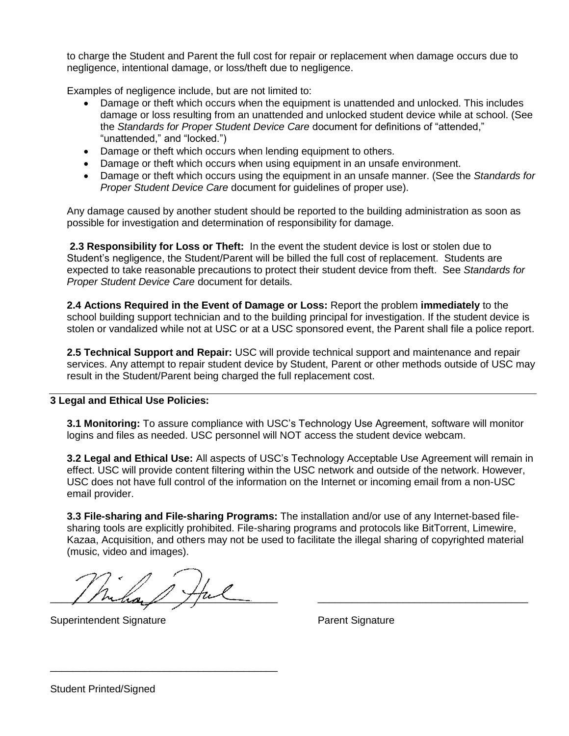to charge the Student and Parent the full cost for repair or replacement when damage occurs due to negligence, intentional damage, or loss/theft due to negligence.

Examples of negligence include, but are not limited to:

- Damage or theft which occurs when the equipment is unattended and unlocked. This includes damage or loss resulting from an unattended and unlocked student device while at school. (See the *Standards for Proper Student Device Care* document for definitions of "attended," "unattended," and "locked.")
- Damage or theft which occurs when lending equipment to others.
- Damage or theft which occurs when using equipment in an unsafe environment.
- Damage or theft which occurs using the equipment in an unsafe manner. (See the *Standards for Proper Student Device Care* document for guidelines of proper use).

Any damage caused by another student should be reported to the building administration as soon as possible for investigation and determination of responsibility for damage.

**2.3 Responsibility for Loss or Theft:** In the event the student device is lost or stolen due to Student's negligence, the Student/Parent will be billed the full cost of replacement. Students are expected to take reasonable precautions to protect their student device from theft. See *Standards for Proper Student Device Care* document for details.

**2.4 Actions Required in the Event of Damage or Loss:** Report the problem **immediately** to the school building support technician and to the building principal for investigation. If the student device is stolen or vandalized while not at USC or at a USC sponsored event, the Parent shall file a police report.

**2.5 Technical Support and Repair:** USC will provide technical support and maintenance and repair services. Any attempt to repair student device by Student, Parent or other methods outside of USC may result in the Student/Parent being charged the full replacement cost.

## 3 Legal and Ethical Use Policies:

**3.1 Monitoring:** To assure compliance with USC's Technology Use Agreement, software will monitor logins and files as needed. USC personnel will NOT access the student device webcam.

**3.2 Legal and Ethical Use:** All aspects of USC's Technology Acceptable Use Agreement will remain in effect. USC will provide content filtering within the USC network and outside of the network. However, USC does not have full control of the information on the Internet or incoming email from a non-USC email provider.

**3.3 File-sharing and File-sharing Programs:** The installation and/or use of any Internet-based file-sharing tools are explicitly prohibited. File-sharing programs and protocols like BitTorrent, Limewire, Kazaa, Acquisition, and others may not be used to facilitate the illegal sharing of copyrighted material (music, video and images).

\_\_\_\_\_\_\_\_\_\_\_\_\_\_\_\_\_\_\_\_\_\_\_\_\_\_\_\_\_\_\_\_\_\_\_\_ \_\_\_\_\_\_\_\_\_\_\_\_\_\_\_\_\_\_\_\_\_\_\_\_\_\_\_\_\_\_\_\_\_\_\_\_

Superintendent Signature Parent Signature

\_\_\_\_\_\_\_\_\_\_\_\_\_\_\_\_\_\_\_\_\_\_\_\_\_\_\_\_\_\_\_\_\_\_\_\_

Student Printed/Signed